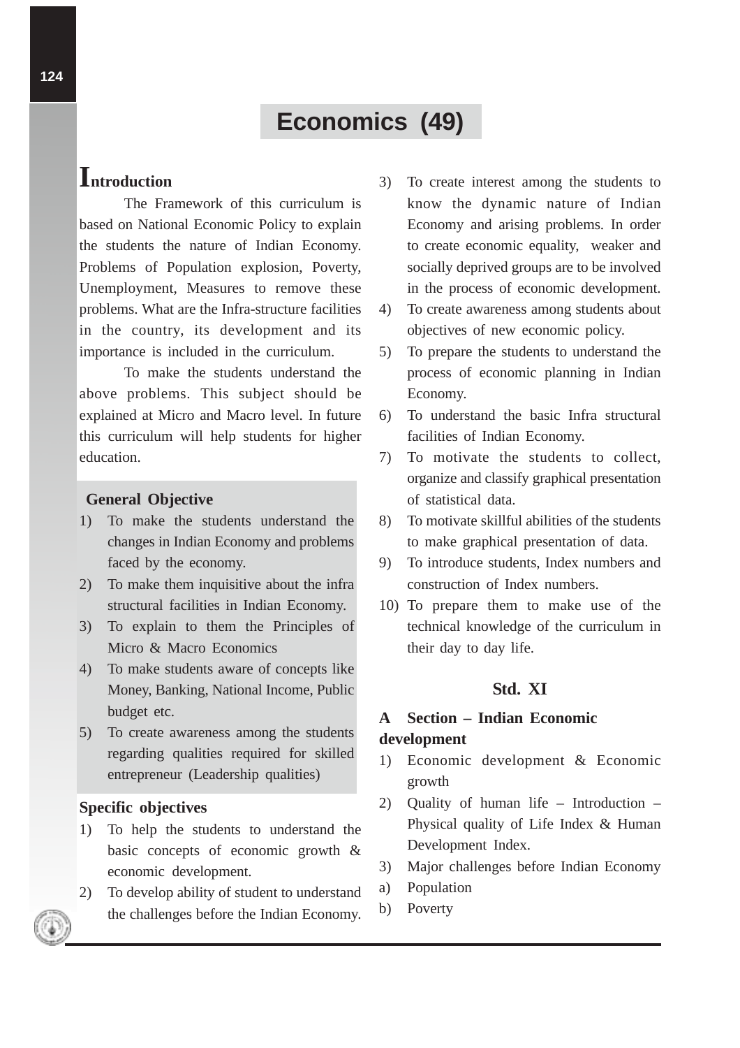# Economics (49)

## Introduction

The Framework of this curriculum is based on National Economic Policy to explain the students the nature of Indian Economy. Problems of Population explosion, Poverty, Unemployment, Measures to remove these problems. What are the Infra-structure facilities in the country, its development and its importance is included in the curriculum.

To make the students understand the above problems. This subject should be explained at Micro and Macro level. In future this curriculum will help students for higher education.

### General Objective

1) To make the students understand the changes in Indian Economy and problems faced by the economy.
2) To make them inquisitive about the infra structural facilities in Indian Economy.
3) To explain to them the Principles of Micro & Macro Economics
4) To make students aware of concepts like Money, Banking, National Income, Public budget etc.
5) To create awareness among the students regarding qualities required for skilled entrepreneur (Leadership qualities)

### Specific objectives

1) To help the students to understand the basic concepts of economic growth & economic development.
2) To develop ability of student to understand the challenges before the Indian Economy.
3) To create interest among the students to know the dynamic nature of Indian Economy and arising problems. In order to create economic equality, weaker and socially deprived groups are to be involved in the process of economic development.
4) To create awareness among students about objectives of new economic policy.
5) To prepare the students to understand the process of economic planning in Indian Economy.
6) To understand the basic Infra structural facilities of Indian Economy.
7) To motivate the students to collect, organize and classify graphical presentation of statistical data.
8) To motivate skillful abilities of the students to make graphical presentation of data.
9) To introduce students, Index numbers and construction of Index numbers.
10) To prepare them to make use of the technical knowledge of the curriculum in their day to day life.

## Std. XI

### A Section – Indian Economic development

1) Economic development & Economic growth
2) Quality of human life – Introduction – Physical quality of Life Index & Human Development Index.
3) Major challenges before Indian Economy

a) Population
b) Poverty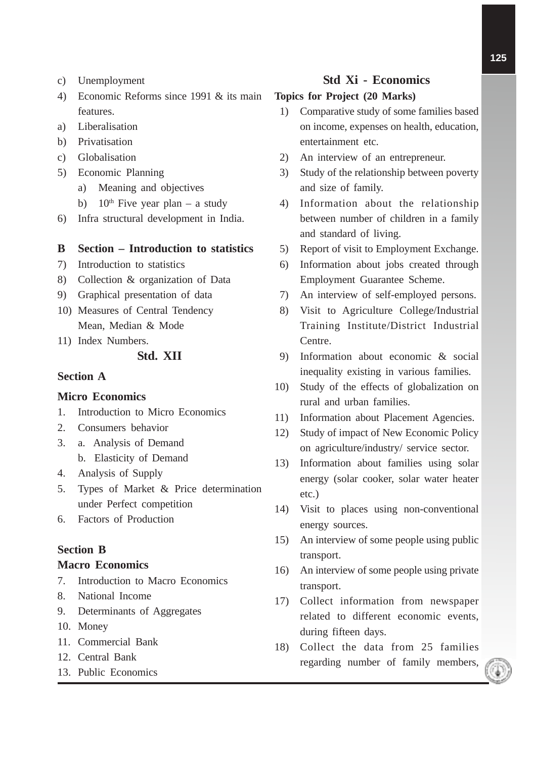c) Unemployment

4) Economic Reforms since 1991 & its main features.

a) Liberalisation

b) Privatisation

c) Globalisation

5) Economic Planning
   a) Meaning and objectives
   b) $10^{th}$ Five year plan – a study

6) Infra structural development in India.

**B Section – Introduction to statistics**

7) Introduction to statistics

8) Collection & organization of Data

9) Graphical presentation of data

10) Measures of Central Tendency Mean, Median & Mode

11) Index Numbers.

## Std. XII

### Section A

### Micro Economics

1. Introduction to Micro Economics
2. Consumers behavior
3. a. Analysis of Demand
   b. Elasticity of Demand
4. Analysis of Supply
5. Types of Market & Price determination under Perfect competition
6. Factors of Production

### Section B

### Macro Economics

7. Introduction to Macro Economics
8. National Income
9. Determinants of Aggregates
10. Money
11. Commercial Bank
12. Central Bank
13. Public Economics

## Std Xi - Economics

**Topics for Project (20 Marks)**

1) Comparative study of some families based on income, expenses on health, education, entertainment etc.
2) An interview of an entrepreneur.
3) Study of the relationship between poverty and size of family.
4) Information about the relationship between number of children in a family and standard of living.
5) Report of visit to Employment Exchange.
6) Information about jobs created through Employment Guarantee Scheme.
7) An interview of self-employed persons.
8) Visit to Agriculture College/Industrial Training Institute/District Industrial Centre.
9) Information about economic & social inequality existing in various families.
10) Study of the effects of globalization on rural and urban families.
11) Information about Placement Agencies.
12) Study of impact of New Economic Policy on agriculture/industry/ service sector.
13) Information about families using solar energy (solar cooker, solar water heater etc.)
14) Visit to places using non-conventional energy sources.
15) An interview of some people using public transport.
16) An interview of some people using private transport.
17) Collect information from newspaper related to different economic events, during fifteen days.
18) Collect the data from 25 families regarding number of family members,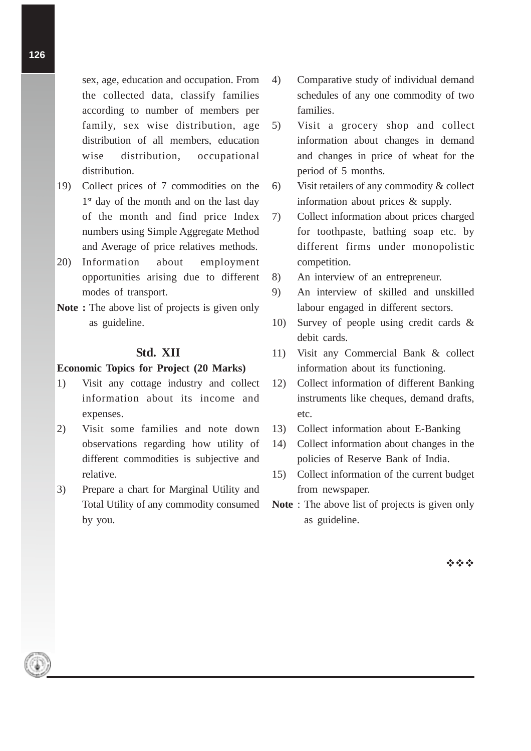sex, age, education and occupation. From the collected data, classify families according to number of members per family, sex wise distribution, age distribution of all members, education wise distribution, occupational distribution.

19) Collect prices of 7 commodities on the 1st day of the month and on the last day of the month and find price Index numbers using Simple Aggregate Method and Average of price relatives methods.

20) Information about employment opportunities arising due to different modes of transport.

**Note :** The above list of projects is given only as guideline.

## Std. XII

**Economic Topics for Project (20 Marks)**

1) Visit any cottage industry and collect information about its income and expenses.

2) Visit some families and note down observations regarding how utility of different commodities is subjective and relative.

3) Prepare a chart for Marginal Utility and Total Utility of any commodity consumed by you.

4) Comparative study of individual demand schedules of any one commodity of two families.

5) Visit a grocery shop and collect information about changes in demand and changes in price of wheat for the period of 5 months.

6) Visit retailers of any commodity & collect information about prices & supply.

7) Collect information about prices charged for toothpaste, bathing soap etc. by different firms under monopolistic competition.

8) An interview of an entrepreneur.

9) An interview of skilled and unskilled labour engaged in different sectors.

10) Survey of people using credit cards & debit cards.

11) Visit any Commercial Bank & collect information about its functioning.

12) Collect information of different Banking instruments like cheques, demand drafts, etc.

13) Collect information about E-Banking

14) Collect information about changes in the policies of Reserve Bank of India.

15) Collect information of the current budget from newspaper.

**Note** : The above list of projects is given only as guideline.

❖❖❖